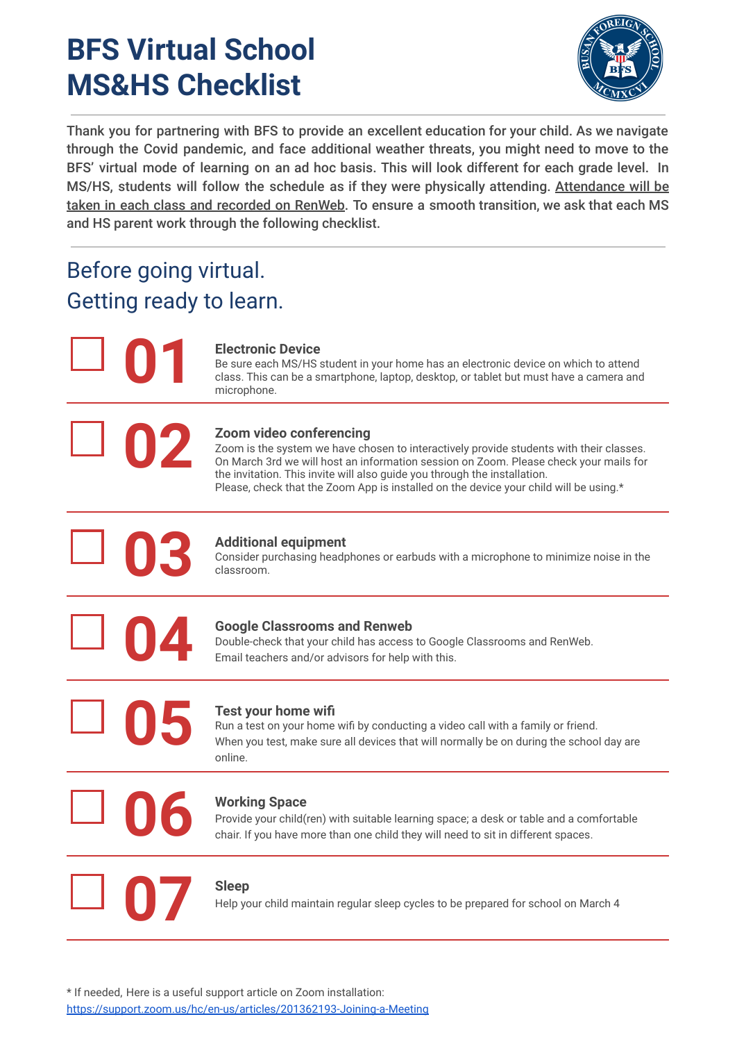# BFS Virtual School MS&HS Checklist

Thank you for partnering with BFS to provide an excellent education for your child. As we navigate through the Covid pandemic, and face additional weather threats, you might need to move to the BFS' virtual mode of learning on an ad hoc basis. This will look different for each grade level. In MS/HS, students will follow the schedule as if they were physically attending. Attendance will be taken in each class and recorded on RenWeb. To ensure a smooth transition, we ask that each MS and HS parent work through the following checklist.

## Before going virtual. Getting ready to learn.

- [ ] **01 Electronic Device**
  Be sure each MS/HS student in your home has an electronic device on which to attend class. This can be a smartphone, laptop, desktop, or tablet but must have a camera and microphone.

- [ ] **02 Zoom video conferencing**
  Zoom is the system we have chosen to interactively provide students with their classes. On March 3rd we will host an information session on Zoom. Please check your mails for the invitation. This invite will also guide you through the installation.
  Please, check that the Zoom App is installed on the device your child will be using.*

- [ ] **03 Additional equipment**
  Consider purchasing headphones or earbuds with a microphone to minimize noise in the classroom.

- [ ] **04 Google Classrooms and Renweb**
  Double-check that your child has access to Google Classrooms and RenWeb.
  Email teachers and/or advisors for help with this.

- [ ] **05 Test your home wifi**
  Run a test on your home wifi by conducting a video call with a family or friend.
  When you test, make sure all devices that will normally be on during the school day are online.

- [ ] **06 Working Space**
  Provide your child(ren) with suitable learning space; a desk or table and a comfortable chair. If you have more than one child they will need to sit in different spaces.

- [ ] **07 Sleep**
  Help your child maintain regular sleep cycles to be prepared for school on March 4

\* If needed, Here is a useful support article on Zoom installation:
https://support.zoom.us/hc/en-us/articles/201362193-Joining-a-Meeting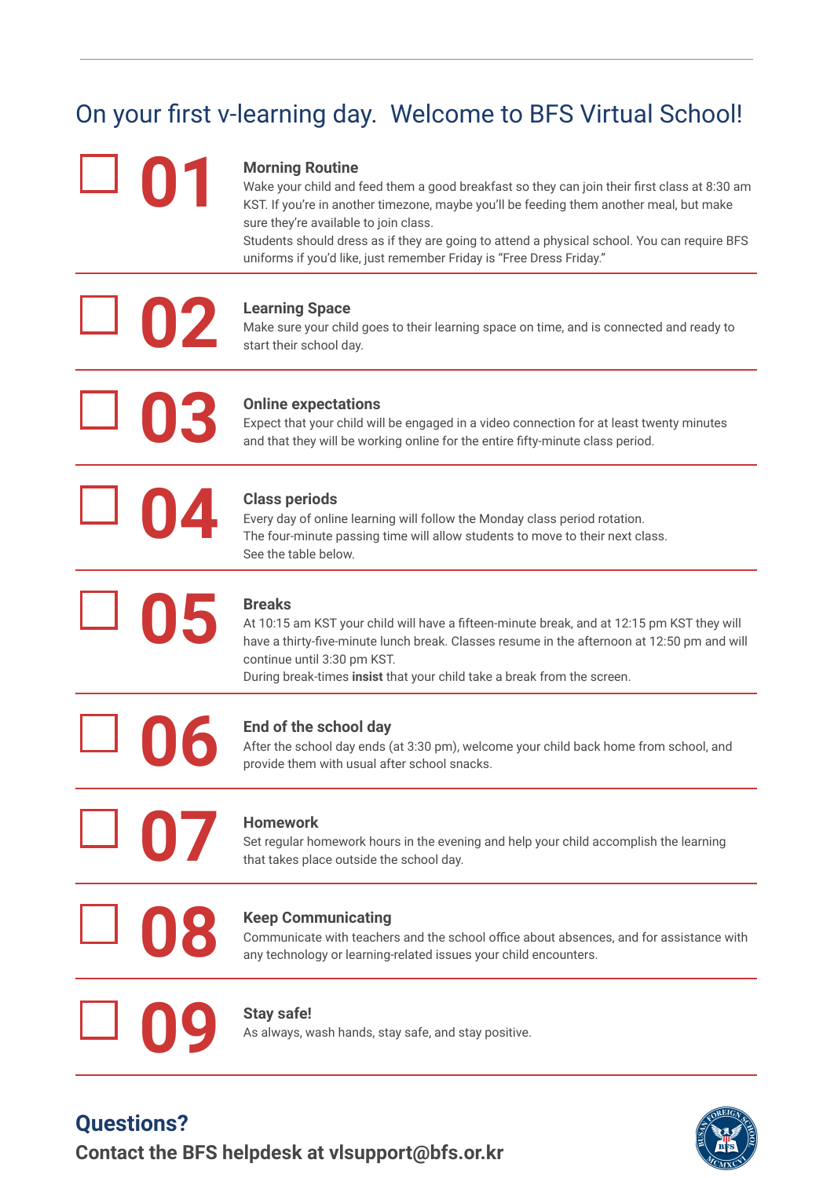# On your first v-learning day. Welcome to BFS Virtual School!

## 01 Morning Routine

Wake your child and feed them a good breakfast so they can join their first class at 8:30 am KST. If you're in another timezone, maybe you'll be feeding them another meal, but make sure they're available to join class.

Students should dress as if they are going to attend a physical school. You can require BFS uniforms if you'd like, just remember Friday is "Free Dress Friday."

## 02 Learning Space

Make sure your child goes to their learning space on time, and is connected and ready to start their school day.

## 03 Online expectations

Expect that your child will be engaged in a video connection for at least twenty minutes and that they will be working online for the entire fifty-minute class period.

## 04 Class periods

Every day of online learning will follow the Monday class period rotation.

The four-minute passing time will allow students to move to their next class.

See the table below.

## 05 Breaks

At 10:15 am KST your child will have a fifteen-minute break, and at 12:15 pm KST they will have a thirty-five-minute lunch break. Classes resume in the afternoon at 12:50 pm and will continue until 3:30 pm KST.

During break-times **insist** that your child take a break from the screen.

## 06 End of the school day

After the school day ends (at 3:30 pm), welcome your child back home from school, and provide them with usual after school snacks.

## 07 Homework

Set regular homework hours in the evening and help your child accomplish the learning that takes place outside the school day.

## 08 Keep Communicating

Communicate with teachers and the school office about absences, and for assistance with any technology or learning-related issues your child encounters.

## 09 Stay safe!

As always, wash hands, stay safe, and stay positive.

## Questions?

**Contact the BFS helpdesk at vlsupport@bfs.or.kr**